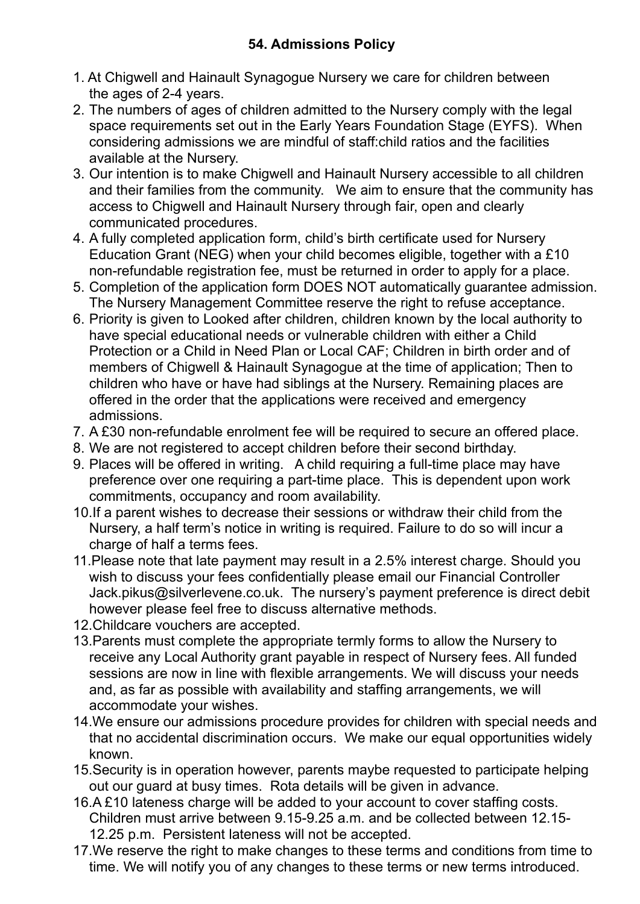## 54. Admissions Policy

1. At Chigwell and Hainault Synagogue Nursery we care for children between the ages of 2-4 years.
2. The numbers of ages of children admitted to the Nursery comply with the legal space requirements set out in the Early Years Foundation Stage (EYFS). When considering admissions we are mindful of staff:child ratios and the facilities available at the Nursery.
3. Our intention is to make Chigwell and Hainault Nursery accessible to all children and their families from the community. We aim to ensure that the community has access to Chigwell and Hainault Nursery through fair, open and clearly communicated procedures.
4. A fully completed application form, child's birth certificate used for Nursery Education Grant (NEG) when your child becomes eligible, together with a £10 non-refundable registration fee, must be returned in order to apply for a place.
5. Completion of the application form DOES NOT automatically guarantee admission. The Nursery Management Committee reserve the right to refuse acceptance.
6. Priority is given to Looked after children, children known by the local authority to have special educational needs or vulnerable children with either a Child Protection or a Child in Need Plan or Local CAF; Children in birth order and of members of Chigwell & Hainault Synagogue at the time of application; Then to children who have or have had siblings at the Nursery. Remaining places are offered in the order that the applications were received and emergency admissions.
7. A £30 non-refundable enrolment fee will be required to secure an offered place.
8. We are not registered to accept children before their second birthday.
9. Places will be offered in writing. A child requiring a full-time place may have preference over one requiring a part-time place. This is dependent upon work commitments, occupancy and room availability.
10. If a parent wishes to decrease their sessions or withdraw their child from the Nursery, a half term's notice in writing is required. Failure to do so will incur a charge of half a terms fees.
11. Please note that late payment may result in a 2.5% interest charge. Should you wish to discuss your fees confidentially please email our Financial Controller Jack.pikus@silverlevene.co.uk. The nursery's payment preference is direct debit however please feel free to discuss alternative methods.
12. Childcare vouchers are accepted.
13. Parents must complete the appropriate termly forms to allow the Nursery to receive any Local Authority grant payable in respect of Nursery fees. All funded sessions are now in line with flexible arrangements. We will discuss your needs and, as far as possible with availability and staffing arrangements, we will accommodate your wishes.
14. We ensure our admissions procedure provides for children with special needs and that no accidental discrimination occurs. We make our equal opportunities widely known.
15. Security is in operation however, parents maybe requested to participate helping out our guard at busy times. Rota details will be given in advance.
16. A £10 lateness charge will be added to your account to cover staffing costs. Children must arrive between 9.15-9.25 a.m. and be collected between 12.15-12.25 p.m. Persistent lateness will not be accepted.
17. We reserve the right to make changes to these terms and conditions from time to time. We will notify you of any changes to these terms or new terms introduced.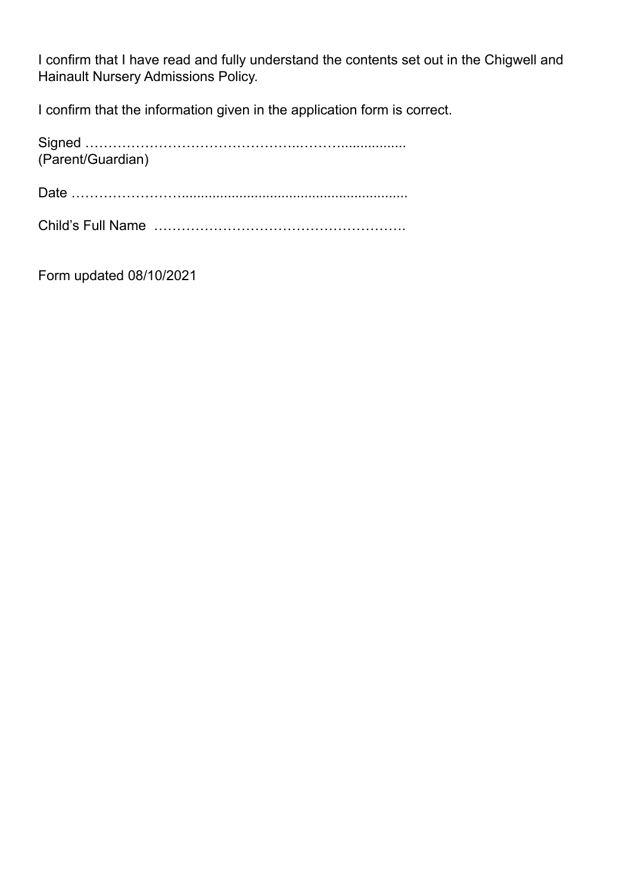I confirm that I have read and fully understand the contents set out in the Chigwell and Hainault Nursery Admissions Policy.

I confirm that the information given in the application form is correct.

Signed ……………………………………..……..................
(Parent/Guardian)

Date ……………………..........................................................

Child's Full Name ……………………………………………….

Form updated 08/10/2021